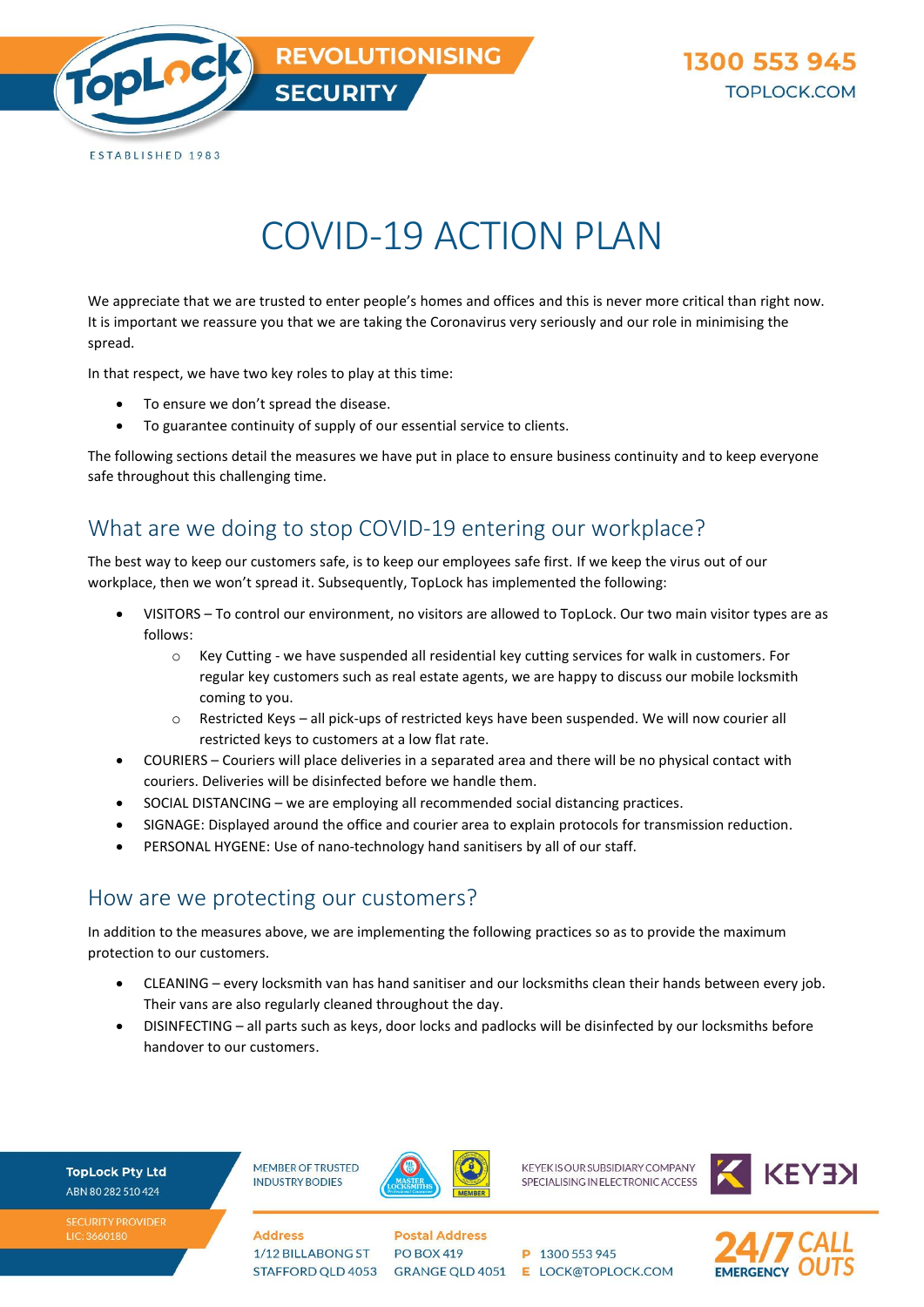# COVID-19 ACTION PLAN

We appreciate that we are trusted to enter people's homes and offices and this is never more critical than right now. It is important we reassure you that we are taking the Coronavirus very seriously and our role in minimising the spread.

In that respect, we have two key roles to play at this time:

- To ensure we don't spread the disease.
- To guarantee continuity of supply of our essential service to clients.

The following sections detail the measures we have put in place to ensure business continuity and to keep everyone safe throughout this challenging time.

## What are we doing to stop COVID-19 entering our workplace?

The best way to keep our customers safe, is to keep our employees safe first. If we keep the virus out of our workplace, then we won't spread it. Subsequently, TopLock has implemented the following:

- VISITORS – To control our environment, no visitors are allowed to TopLock. Our two main visitor types are as follows:
  - Key Cutting - we have suspended all residential key cutting services for walk in customers. For regular key customers such as real estate agents, we are happy to discuss our mobile locksmith coming to you.
  - Restricted Keys – all pick-ups of restricted keys have been suspended. We will now courier all restricted keys to customers at a low flat rate.
- COURIERS – Couriers will place deliveries in a separated area and there will be no physical contact with couriers. Deliveries will be disinfected before we handle them.
- SOCIAL DISTANCING – we are employing all recommended social distancing practices.
- SIGNAGE: Displayed around the office and courier area to explain protocols for transmission reduction.
- PERSONAL HYGENE: Use of nano-technology hand sanitisers by all of our staff.

## How are we protecting our customers?

In addition to the measures above, we are implementing the following practices so as to provide the maximum protection to our customers.

- CLEANING – every locksmith van has hand sanitiser and our locksmiths clean their hands between every job. Their vans are also regularly cleaned throughout the day.
- DISINFECTING – all parts such as keys, door locks and padlocks will be disinfected by our locksmiths before handover to our customers.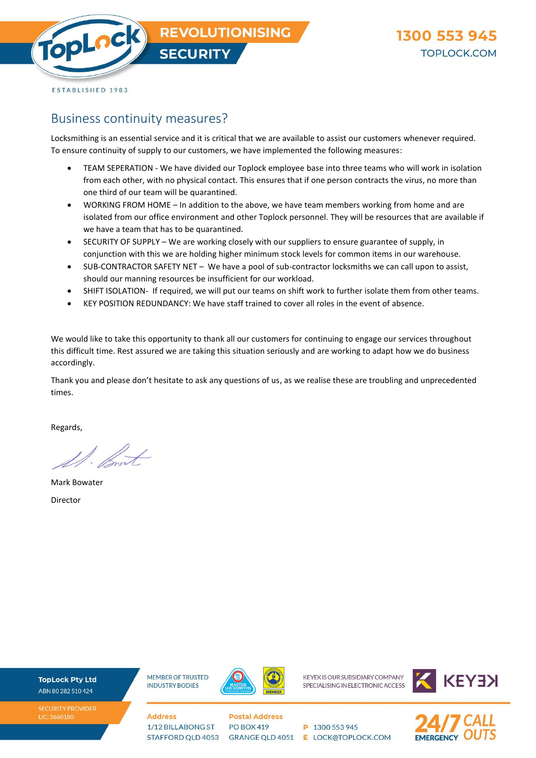## Business continuity measures?

Locksmithing is an essential service and it is critical that we are available to assist our customers whenever required. To ensure continuity of supply to our customers, we have implemented the following measures:

- TEAM SEPERATION - We have divided our Toplock employee base into three teams who will work in isolation from each other, with no physical contact. This ensures that if one person contracts the virus, no more than one third of our team will be quarantined.
- WORKING FROM HOME – In addition to the above, we have team members working from home and are isolated from our office environment and other Toplock personnel. They will be resources that are available if we have a team that has to be quarantined.
- SECURITY OF SUPPLY – We are working closely with our suppliers to ensure guarantee of supply, in conjunction with this we are holding higher minimum stock levels for common items in our warehouse.
- SUB-CONTRACTOR SAFETY NET – We have a pool of sub-contractor locksmiths we can call upon to assist, should our manning resources be insufficient for our workload.
- SHIFT ISOLATION- If required, we will put our teams on shift work to further isolate them from other teams.
- KEY POSITION REDUNDANCY: We have staff trained to cover all roles in the event of absence.

We would like to take this opportunity to thank all our customers for continuing to engage our services throughout this difficult time. Rest assured we are taking this situation seriously and are working to adapt how we do business accordingly.

Thank you and please don't hesitate to ask any questions of us, as we realise these are troubling and unprecedented times.

Regards,

Mark Bowater

Director